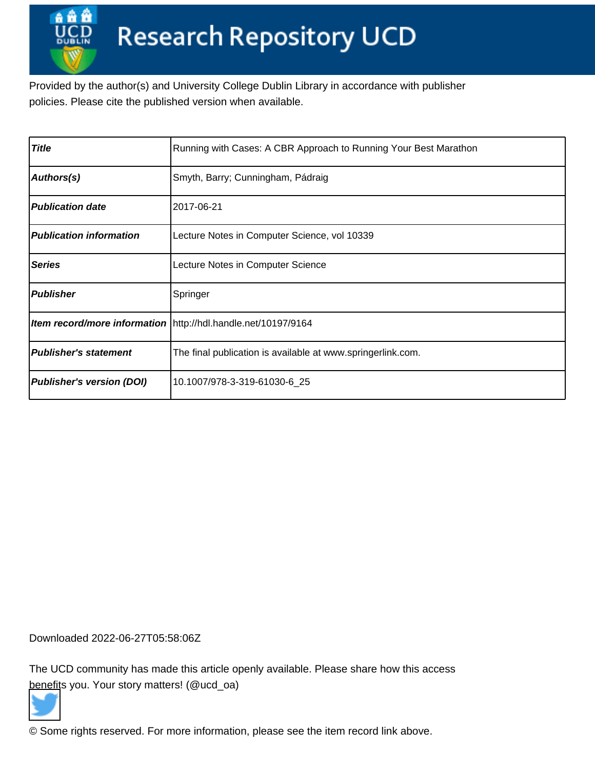# Research Repository UCD

Provided by the author(s) and University College Dublin Library in accordance with publisher policies. Please cite the published version when available.

| | |
|---|---|
| ***Title*** | Running with Cases: A CBR Approach to Running Your Best Marathon |
| ***Authors(s)*** | Smyth, Barry; Cunningham, Pádraig |
| ***Publication date*** | 2017-06-21 |
| ***Publication information*** | Lecture Notes in Computer Science, vol 10339 |
| ***Series*** | Lecture Notes in Computer Science |
| ***Publisher*** | Springer |
| ***Item record/more information*** | http://hdl.handle.net/10197/9164 |
| ***Publisher's statement*** | The final publication is available at www.springerlink.com. |
| ***Publisher's version (DOI)*** | 10.1007/978-3-319-61030-6_25 |

Downloaded 2022-06-27T05:58:06Z

The UCD community has made this article openly available. Please share how this access benefits you. Your story matters! (@ucd_oa)

© Some rights reserved. For more information, please see the item record link above.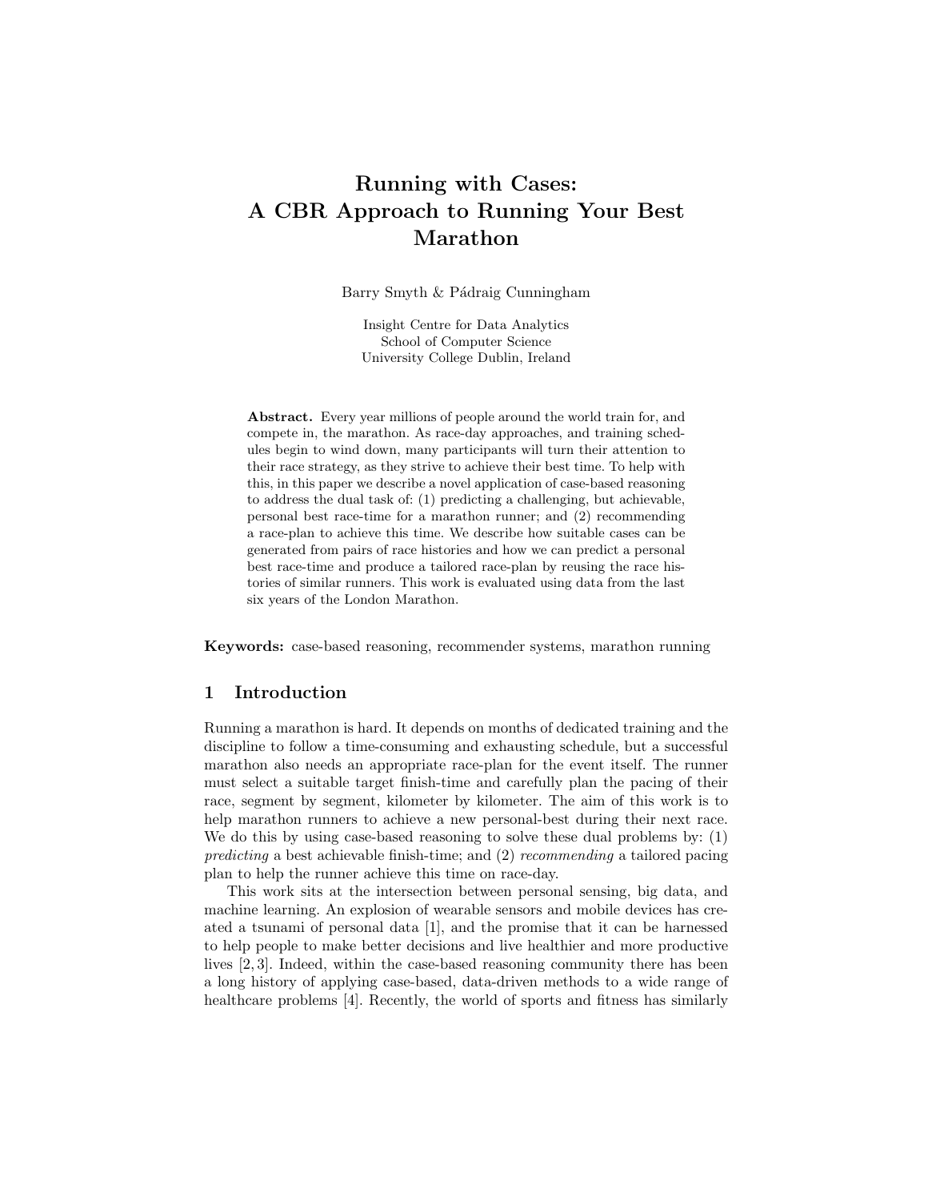# Running with Cases: A CBR Approach to Running Your Best Marathon

Barry Smyth & Pádraig Cunningham

Insight Centre for Data Analytics
School of Computer Science
University College Dublin, Ireland

**Abstract.** Every year millions of people around the world train for, and compete in, the marathon. As race-day approaches, and training schedules begin to wind down, many participants will turn their attention to their race strategy, as they strive to achieve their best time. To help with this, in this paper we describe a novel application of case-based reasoning to address the dual task of: (1) predicting a challenging, but achievable, personal best race-time for a marathon runner; and (2) recommending a race-plan to achieve this time. We describe how suitable cases can be generated from pairs of race histories and how we can predict a personal best race-time and produce a tailored race-plan by reusing the race histories of similar runners. This work is evaluated using data from the last six years of the London Marathon.

**Keywords:** case-based reasoning, recommender systems, marathon running

## 1 Introduction

Running a marathon is hard. It depends on months of dedicated training and the discipline to follow a time-consuming and exhausting schedule, but a successful marathon also needs an appropriate race-plan for the event itself. The runner must select a suitable target finish-time and carefully plan the pacing of their race, segment by segment, kilometer by kilometer. The aim of this work is to help marathon runners to achieve a new personal-best during their next race. We do this by using case-based reasoning to solve these dual problems by: (1) *predicting* a best achievable finish-time; and (2) *recommending* a tailored pacing plan to help the runner achieve this time on race-day.

This work sits at the intersection between personal sensing, big data, and machine learning. An explosion of wearable sensors and mobile devices has created a tsunami of personal data [1], and the promise that it can be harnessed to help people to make better decisions and live healthier and more productive lives [2, 3]. Indeed, within the case-based reasoning community there has been a long history of applying case-based, data-driven methods to a wide range of healthcare problems [4]. Recently, the world of sports and fitness has similarly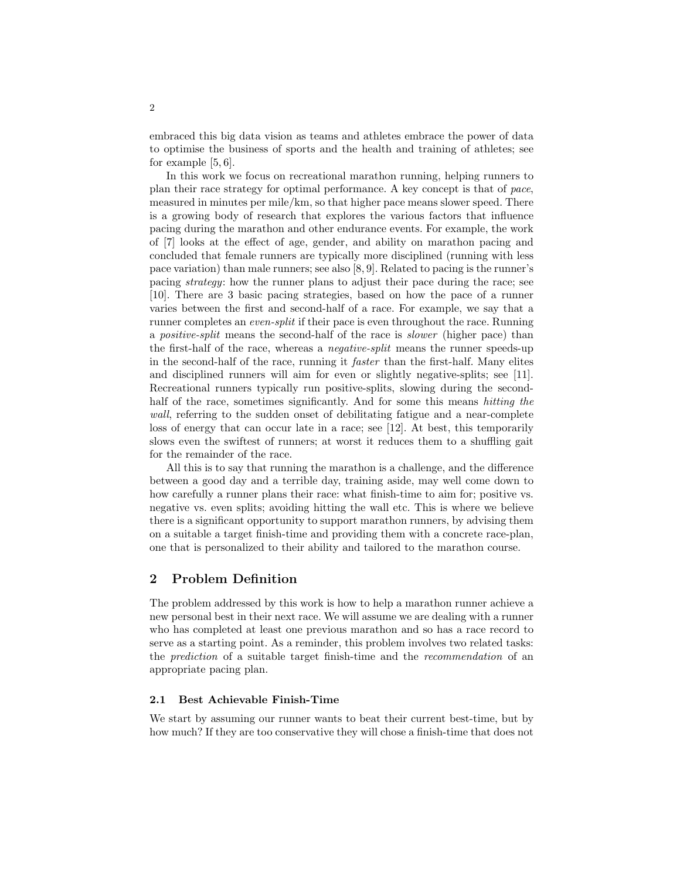embraced this big data vision as teams and athletes embrace the power of data to optimise the business of sports and the health and training of athletes; see for example [5, 6].

In this work we focus on recreational marathon running, helping runners to plan their race strategy for optimal performance. A key concept is that of *pace*, measured in minutes per mile/km, so that higher pace means slower speed. There is a growing body of research that explores the various factors that influence pacing during the marathon and other endurance events. For example, the work of [7] looks at the effect of age, gender, and ability on marathon pacing and concluded that female runners are typically more disciplined (running with less pace variation) than male runners; see also [8, 9]. Related to pacing is the runner's pacing *strategy*: how the runner plans to adjust their pace during the race; see [10]. There are 3 basic pacing strategies, based on how the pace of a runner varies between the first and second-half of a race. For example, we say that a runner completes an *even-split* if their pace is even throughout the race. Running a *positive-split* means the second-half of the race is *slower* (higher pace) than the first-half of the race, whereas a *negative-split* means the runner speeds-up in the second-half of the race, running it *faster* than the first-half. Many elites and disciplined runners will aim for even or slightly negative-splits; see [11]. Recreational runners typically run positive-splits, slowing during the second-half of the race, sometimes significantly. And for some this means *hitting the wall*, referring to the sudden onset of debilitating fatigue and a near-complete loss of energy that can occur late in a race; see [12]. At best, this temporarily slows even the swiftest of runners; at worst it reduces them to a shuffling gait for the remainder of the race.

All this is to say that running the marathon is a challenge, and the difference between a good day and a terrible day, training aside, may well come down to how carefully a runner plans their race: what finish-time to aim for; positive vs. negative vs. even splits; avoiding hitting the wall etc. This is where we believe there is a significant opportunity to support marathon runners, by advising them on a suitable a target finish-time and providing them with a concrete race-plan, one that is personalized to their ability and tailored to the marathon course.

## 2 Problem Definition

The problem addressed by this work is how to help a marathon runner achieve a new personal best in their next race. We will assume we are dealing with a runner who has completed at least one previous marathon and so has a race record to serve as a starting point. As a reminder, this problem involves two related tasks: the *prediction* of a suitable target finish-time and the *recommendation* of an appropriate pacing plan.

### 2.1 Best Achievable Finish-Time

We start by assuming our runner wants to beat their current best-time, but by how much? If they are too conservative they will chose a finish-time that does not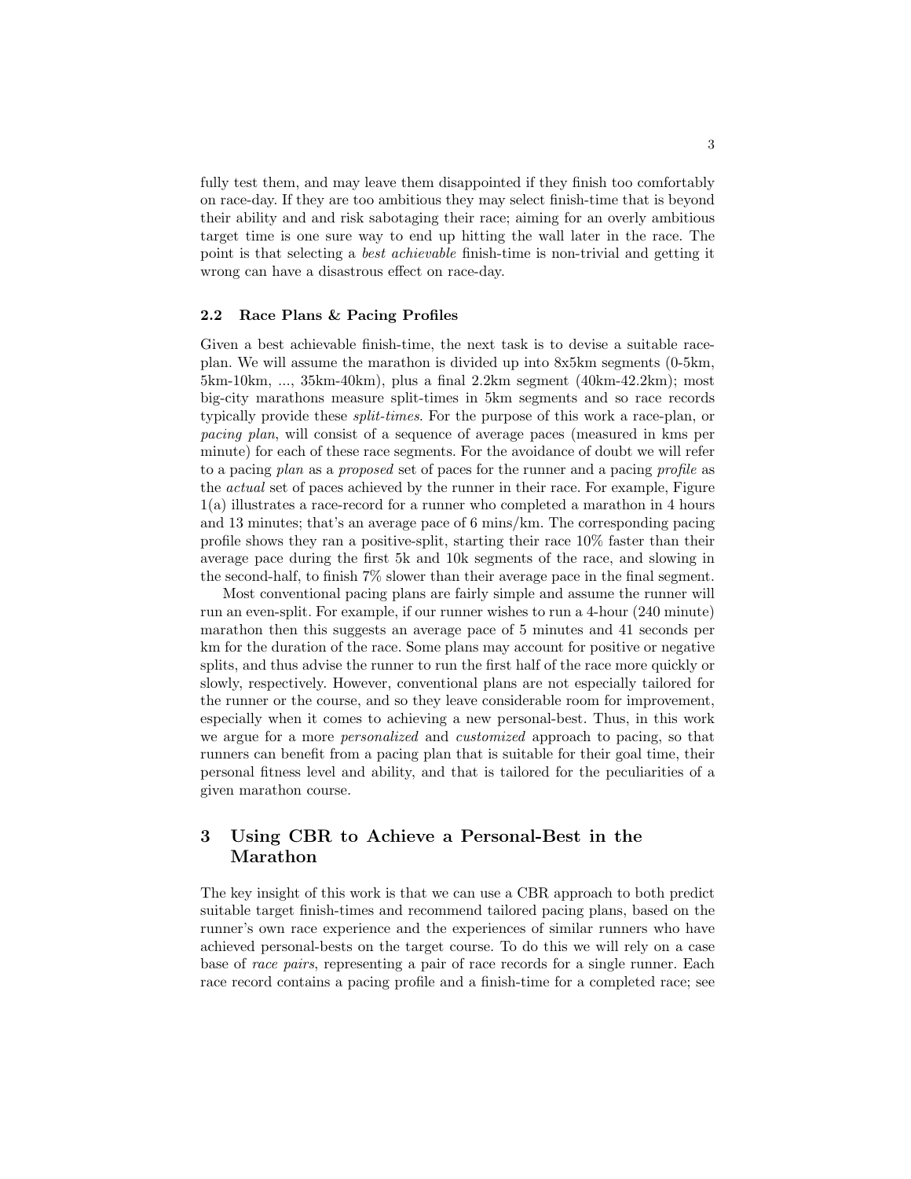fully test them, and may leave them disappointed if they finish too comfortably on race-day. If they are too ambitious they may select finish-time that is beyond their ability and and risk sabotaging their race; aiming for an overly ambitious target time is one sure way to end up hitting the wall later in the race. The point is that selecting a *best achievable* finish-time is non-trivial and getting it wrong can have a disastrous effect on race-day.

### 2.2 Race Plans & Pacing Profiles

Given a best achievable finish-time, the next task is to devise a suitable race-plan. We will assume the marathon is divided up into 8x5km segments (0-5km, 5km-10km, ..., 35km-40km), plus a final 2.2km segment (40km-42.2km); most big-city marathons measure split-times in 5km segments and so race records typically provide these *split-times*. For the purpose of this work a race-plan, or *pacing plan*, will consist of a sequence of average paces (measured in kms per minute) for each of these race segments. For the avoidance of doubt we will refer to a pacing *plan* as a *proposed* set of paces for the runner and a pacing *profile* as the *actual* set of paces achieved by the runner in their race. For example, Figure 1(a) illustrates a race-record for a runner who completed a marathon in 4 hours and 13 minutes; that's an average pace of 6 mins/km. The corresponding pacing profile shows they ran a positive-split, starting their race 10% faster than their average pace during the first 5k and 10k segments of the race, and slowing in the second-half, to finish 7% slower than their average pace in the final segment.

Most conventional pacing plans are fairly simple and assume the runner will run an even-split. For example, if our runner wishes to run a 4-hour (240 minute) marathon then this suggests an average pace of 5 minutes and 41 seconds per km for the duration of the race. Some plans may account for positive or negative splits, and thus advise the runner to run the first half of the race more quickly or slowly, respectively. However, conventional plans are not especially tailored for the runner or the course, and so they leave considerable room for improvement, especially when it comes to achieving a new personal-best. Thus, in this work we argue for a more *personalized* and *customized* approach to pacing, so that runners can benefit from a pacing plan that is suitable for their goal time, their personal fitness level and ability, and that is tailored for the peculiarities of a given marathon course.

## 3 Using CBR to Achieve a Personal-Best in the Marathon

The key insight of this work is that we can use a CBR approach to both predict suitable target finish-times and recommend tailored pacing plans, based on the runner's own race experience and the experiences of similar runners who have achieved personal-bests on the target course. To do this we will rely on a case base of *race pairs*, representing a pair of race records for a single runner. Each race record contains a pacing profile and a finish-time for a completed race; see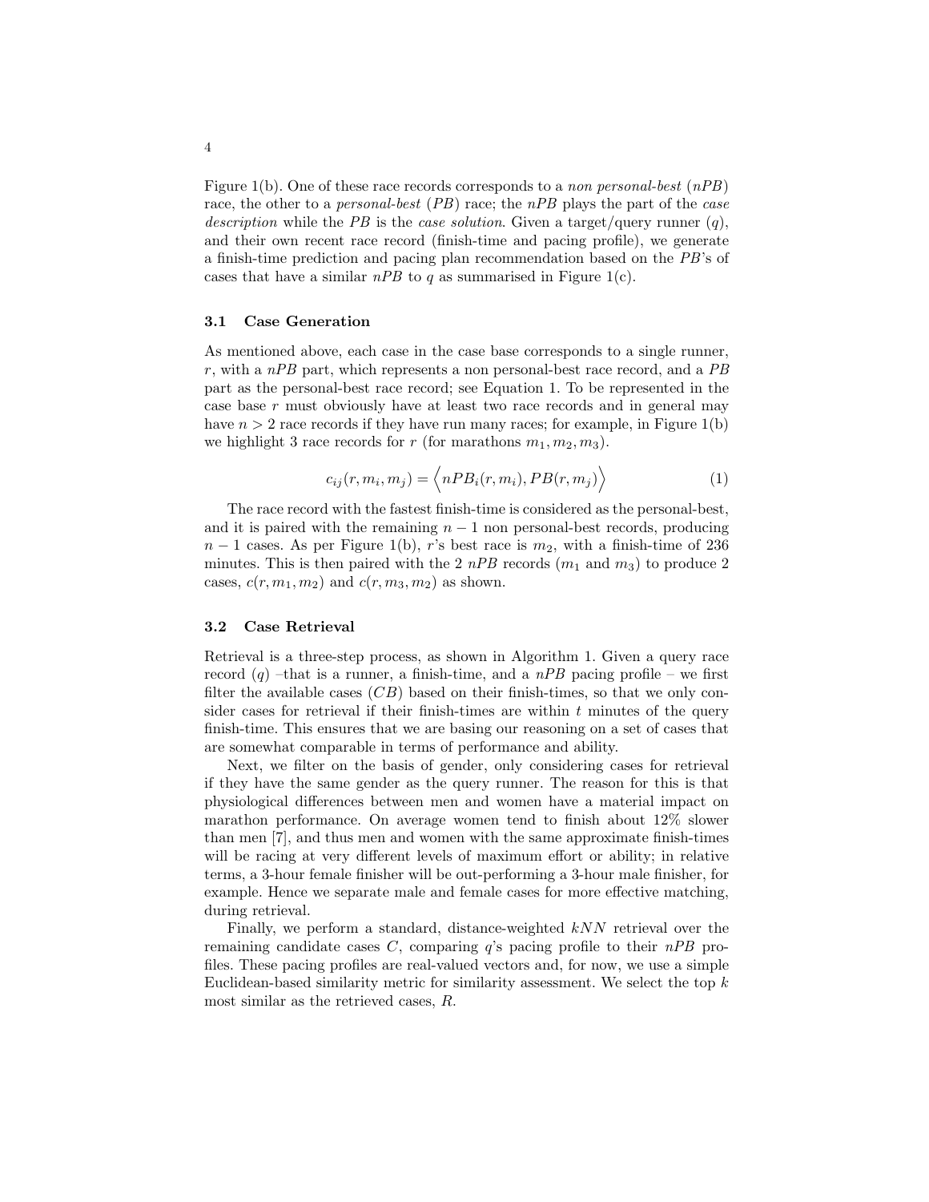Figure 1(b). One of these race records corresponds to a *non personal-best* ($nPB$) race, the other to a *personal-best* ($PB$) race; the $nPB$ plays the part of the *case description* while the $PB$ is the *case solution*. Given a target/query runner ($q$), and their own recent race record (finish-time and pacing profile), we generate a finish-time prediction and pacing plan recommendation based on the $PB$'s of cases that have a similar $nPB$ to $q$ as summarised in Figure 1(c).

### 3.1 Case Generation

As mentioned above, each case in the case base corresponds to a single runner, $r$, with a $nPB$ part, which represents a non personal-best race record, and a $PB$ part as the personal-best race record; see Equation 1. To be represented in the case base $r$ must obviously have at least two race records and in general may have $n > 2$ race records if they have run many races; for example, in Figure 1(b) we highlight 3 race records for $r$ (for marathons $m_1, m_2, m_3$).

$$c_{ij}(r, m_i, m_j) = \Big\langle nPB_i(r, m_i), PB(r, m_j) \Big\rangle \tag{1}$$

The race record with the fastest finish-time is considered as the personal-best, and it is paired with the remaining $n-1$ non personal-best records, producing $n-1$ cases. As per Figure 1(b), $r$'s best race is $m_2$, with a finish-time of 236 minutes. This is then paired with the 2 $nPB$ records ($m_1$ and $m_3$) to produce 2 cases, $c(r, m_1, m_2)$ and $c(r, m_3, m_2)$ as shown.

### 3.2 Case Retrieval

Retrieval is a three-step process, as shown in Algorithm 1. Given a query race record ($q$) –that is a runner, a finish-time, and a $nPB$ pacing profile – we first filter the available cases ($CB$) based on their finish-times, so that we only consider cases for retrieval if their finish-times are within $t$ minutes of the query finish-time. This ensures that we are basing our reasoning on a set of cases that are somewhat comparable in terms of performance and ability.

Next, we filter on the basis of gender, only considering cases for retrieval if they have the same gender as the query runner. The reason for this is that physiological differences between men and women have a material impact on marathon performance. On average women tend to finish about 12% slower than men [7], and thus men and women with the same approximate finish-times will be racing at very different levels of maximum effort or ability; in relative terms, a 3-hour female finisher will be out-performing a 3-hour male finisher, for example. Hence we separate male and female cases for more effective matching, during retrieval.

Finally, we perform a standard, distance-weighted $kNN$ retrieval over the remaining candidate cases $C$, comparing $q$'s pacing profile to their $nPB$ profiles. These pacing profiles are real-valued vectors and, for now, we use a simple Euclidean-based similarity metric for similarity assessment. We select the top $k$ most similar as the retrieved cases, $R$.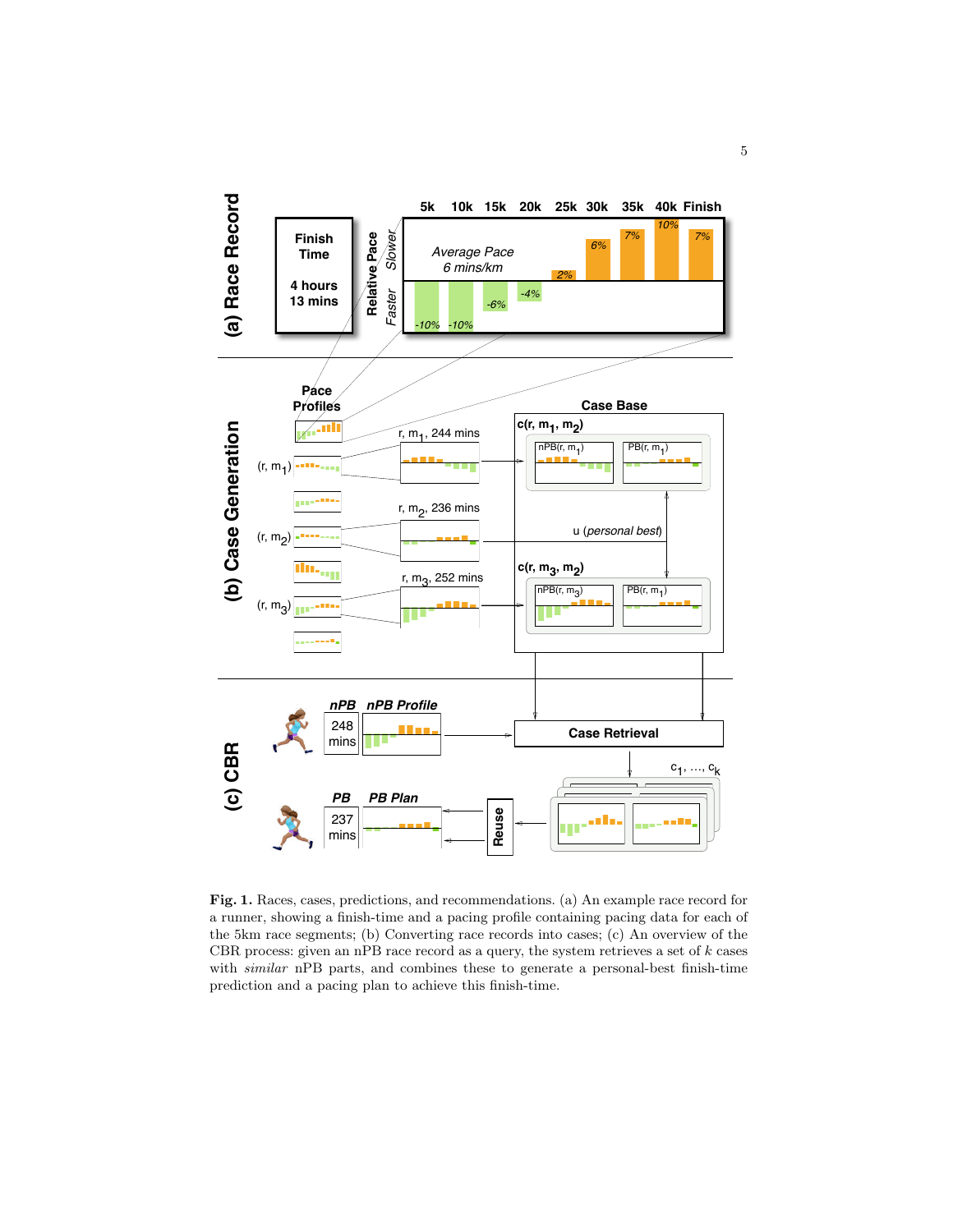**Fig. 1.** Races, cases, predictions, and recommendations. (a) An example race record for a runner, showing a finish-time and a pacing profile containing pacing data for each of the 5km race segments; (b) Converting race records into cases; (c) An overview of the CBR process: given an nPB race record as a query, the system retrieves a set of $k$ cases with *similar* nPB parts, and combines these to generate a personal-best finish-time prediction and a pacing plan to achieve this finish-time.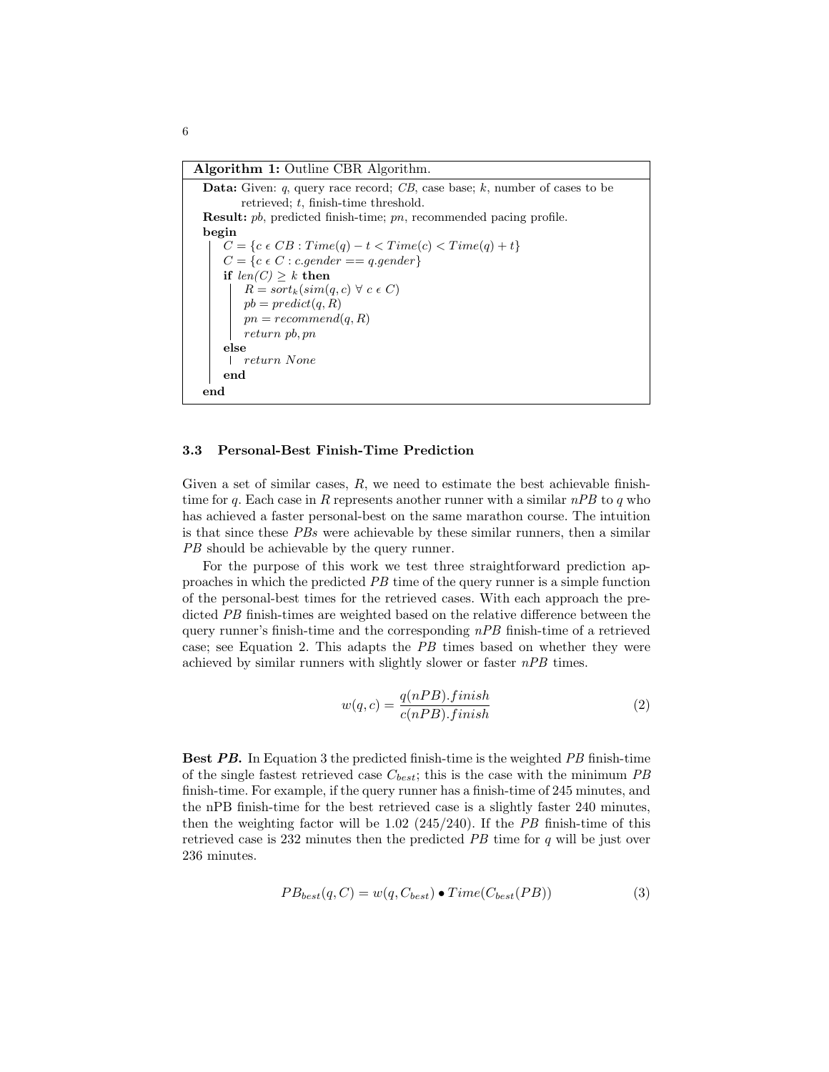**Algorithm 1:** Outline CBR Algorithm.

```
Data: Given: q, query race record; CB, case base; k, number of cases to be
      retrieved; t, finish-time threshold.
Result: pb, predicted finish-time; pn, recommended pacing profile.
begin
    C = {c ϵ CB : Time(q) − t < Time(c) < Time(q) + t}
    C = {c ϵ C : c.gender == q.gender}
    if len(C) ≥ k then
        R = sort_k(sim(q, c) ∀ c ϵ C)
        pb = predict(q, R)
        pn = recommend(q, R)
        return pb, pn
    else
        return None
    end
end
```

### 3.3 Personal-Best Finish-Time Prediction

Given a set of similar cases, $R$, we need to estimate the best achievable finish-time for $q$. Each case in $R$ represents another runner with a similar *nPB* to $q$ who has achieved a faster personal-best on the same marathon course. The intuition is that since these *PBs* were achievable by these similar runners, then a similar *PB* should be achievable by the query runner.

For the purpose of this work we test three straightforward prediction approaches in which the predicted *PB* time of the query runner is a simple function of the personal-best times for the retrieved cases. With each approach the predicted *PB* finish-times are weighted based on the relative difference between the query runner's finish-time and the corresponding *nPB* finish-time of a retrieved case; see Equation 2. This adapts the *PB* times based on whether they were achieved by similar runners with slightly slower or faster *nPB* times.

$$w(q, c) = \frac{q(nPB).finish}{c(nPB).finish} \tag{2}$$

**Best *PB*.** In Equation 3 the predicted finish-time is the weighted *PB* finish-time of the single fastest retrieved case $C_{best}$; this is the case with the minimum *PB* finish-time. For example, if the query runner has a finish-time of 245 minutes, and the nPB finish-time for the best retrieved case is a slightly faster 240 minutes, then the weighting factor will be 1.02 (245/240). If the *PB* finish-time of this retrieved case is 232 minutes then the predicted *PB* time for $q$ will be just over 236 minutes.

$$PB_{best}(q, C) = w(q, C_{best}) \bullet Time(C_{best}(PB)) \tag{3}$$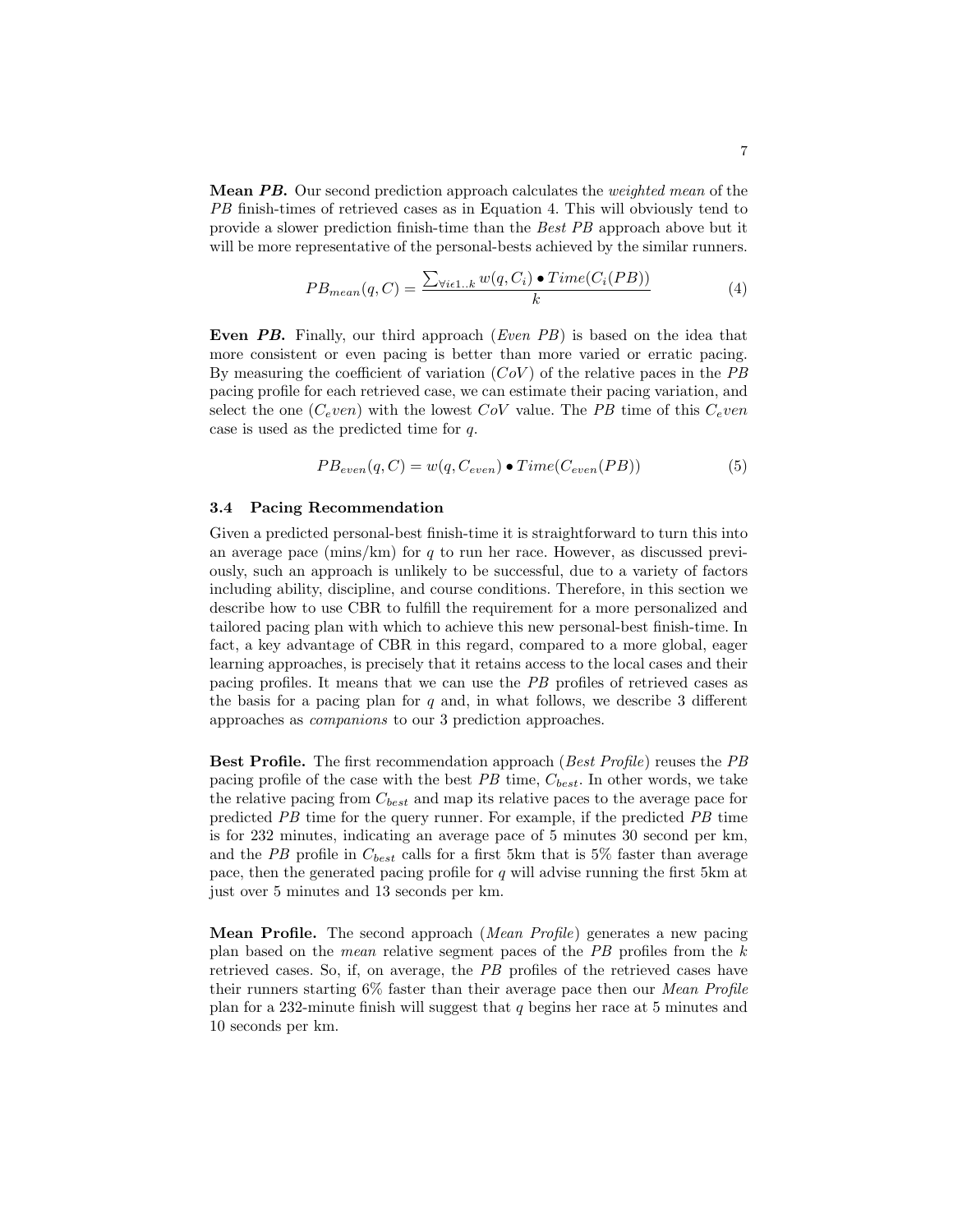**Mean *PB*.** Our second prediction approach calculates the *weighted mean* of the *PB* finish-times of retrieved cases as in Equation 4. This will obviously tend to provide a slower prediction finish-time than the *Best PB* approach above but it will be more representative of the personal-bests achieved by the similar runners.

$$PB_{mean}(q, C) = \frac{\sum_{\forall i \epsilon 1..k} w(q, C_i) \bullet Time(C_i(PB))}{k} \tag{4}$$

**Even *PB*.** Finally, our third approach (*Even PB*) is based on the idea that more consistent or even pacing is better than more varied or erratic pacing. By measuring the coefficient of variation ($CoV$) of the relative paces in the *PB* pacing profile for each retrieved case, we can estimate their pacing variation, and select the one ($C_even$) with the lowest $CoV$ value. The *PB* time of this $C_even$ case is used as the predicted time for $q$.

$$PB_{even}(q, C) = w(q, C_{even}) \bullet Time(C_{even}(PB)) \tag{5}$$

### 3.4 Pacing Recommendation

Given a predicted personal-best finish-time it is straightforward to turn this into an average pace (mins/km) for $q$ to run her race. However, as discussed previously, such an approach is unlikely to be successful, due to a variety of factors including ability, discipline, and course conditions. Therefore, in this section we describe how to use CBR to fulfill the requirement for a more personalized and tailored pacing plan with which to achieve this new personal-best finish-time. In fact, a key advantage of CBR in this regard, compared to a more global, eager learning approaches, is precisely that it retains access to the local cases and their pacing profiles. It means that we can use the *PB* profiles of retrieved cases as the basis for a pacing plan for $q$ and, in what follows, we describe 3 different approaches as *companions* to our 3 prediction approaches.

**Best Profile.** The first recommendation approach (*Best Profile*) reuses the *PB* pacing profile of the case with the best *PB* time, $C_{best}$. In other words, we take the relative pacing from $C_{best}$ and map its relative paces to the average pace for predicted *PB* time for the query runner. For example, if the predicted *PB* time is for 232 minutes, indicating an average pace of 5 minutes 30 second per km, and the *PB* profile in $C_{best}$ calls for a first 5km that is 5% faster than average pace, then the generated pacing profile for $q$ will advise running the first 5km at just over 5 minutes and 13 seconds per km.

**Mean Profile.** The second approach (*Mean Profile*) generates a new pacing plan based on the *mean* relative segment paces of the *PB* profiles from the $k$ retrieved cases. So, if, on average, the *PB* profiles of the retrieved cases have their runners starting 6% faster than their average pace then our *Mean Profile* plan for a 232-minute finish will suggest that $q$ begins her race at 5 minutes and 10 seconds per km.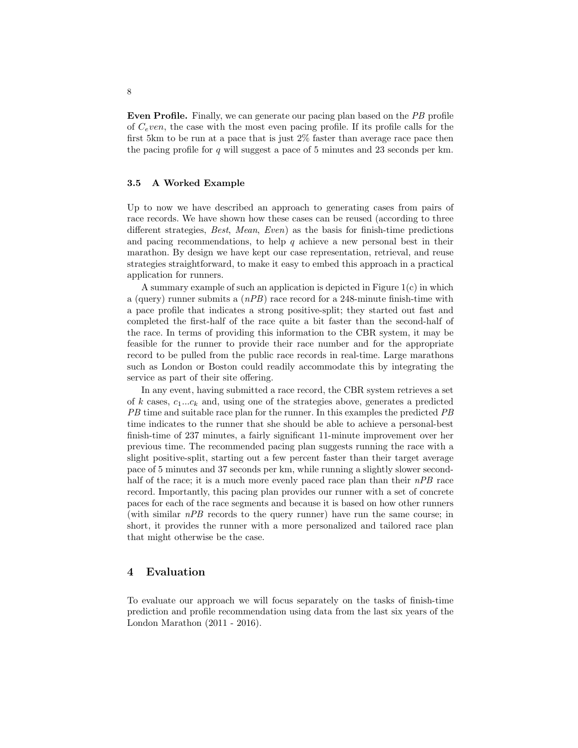**Even Profile.** Finally, we can generate our pacing plan based on the *PB* profile of $C_even$, the case with the most even pacing profile. If its profile calls for the first 5km to be run at a pace that is just 2% faster than average race pace then the pacing profile for $q$ will suggest a pace of 5 minutes and 23 seconds per km.

### 3.5 A Worked Example

Up to now we have described an approach to generating cases from pairs of race records. We have shown how these cases can be reused (according to three different strategies, *Best*, *Mean*, *Even*) as the basis for finish-time predictions and pacing recommendations, to help $q$ achieve a new personal best in their marathon. By design we have kept our case representation, retrieval, and reuse strategies straightforward, to make it easy to embed this approach in a practical application for runners.

A summary example of such an application is depicted in Figure 1(c) in which a (query) runner submits a (*nPB*) race record for a 248-minute finish-time with a pace profile that indicates a strong positive-split; they started out fast and completed the first-half of the race quite a bit faster than the second-half of the race. In terms of providing this information to the CBR system, it may be feasible for the runner to provide their race number and for the appropriate record to be pulled from the public race records in real-time. Large marathons such as London or Boston could readily accommodate this by integrating the service as part of their site offering.

In any event, having submitted a race record, the CBR system retrieves a set of $k$ cases, $c_1...c_k$ and, using one of the strategies above, generates a predicted *PB* time and suitable race plan for the runner. In this examples the predicted *PB* time indicates to the runner that she should be able to achieve a personal-best finish-time of 237 minutes, a fairly significant 11-minute improvement over her previous time. The recommended pacing plan suggests running the race with a slight positive-split, starting out a few percent faster than their target average pace of 5 minutes and 37 seconds per km, while running a slightly slower second-half of the race; it is a much more evenly paced race plan than their *nPB* race record. Importantly, this pacing plan provides our runner with a set of concrete paces for each of the race segments and because it is based on how other runners (with similar *nPB* records to the query runner) have run the same course; in short, it provides the runner with a more personalized and tailored race plan that might otherwise be the case.

## 4 Evaluation

To evaluate our approach we will focus separately on the tasks of finish-time prediction and profile recommendation using data from the last six years of the London Marathon (2011 - 2016).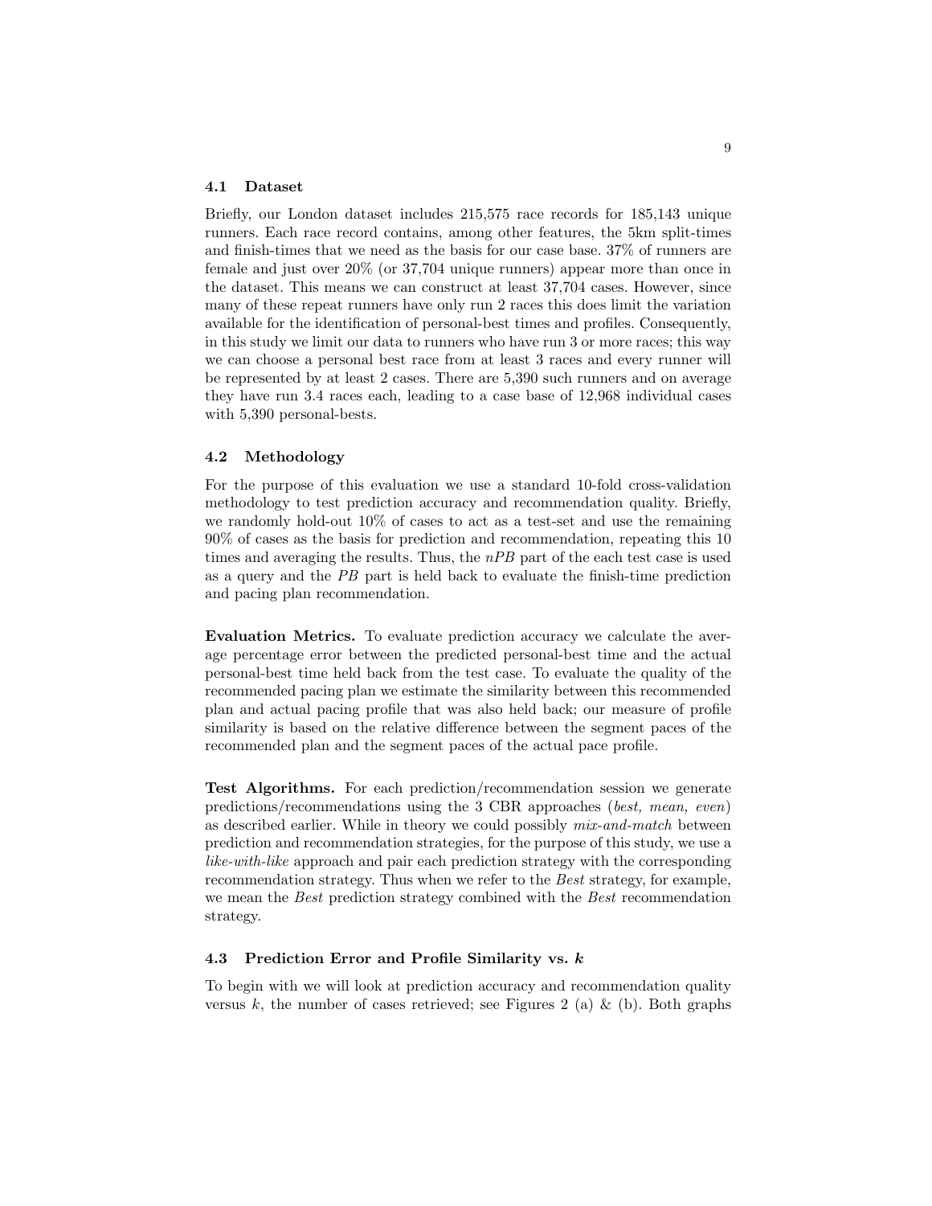### 4.1 Dataset

Briefly, our London dataset includes 215,575 race records for 185,143 unique runners. Each race record contains, among other features, the 5km split-times and finish-times that we need as the basis for our case base. 37% of runners are female and just over 20% (or 37,704 unique runners) appear more than once in the dataset. This means we can construct at least 37,704 cases. However, since many of these repeat runners have only run 2 races this does limit the variation available for the identification of personal-best times and profiles. Consequently, in this study we limit our data to runners who have run 3 or more races; this way we can choose a personal best race from at least 3 races and every runner will be represented by at least 2 cases. There are 5,390 such runners and on average they have run 3.4 races each, leading to a case base of 12,968 individual cases with 5,390 personal-bests.

### 4.2 Methodology

For the purpose of this evaluation we use a standard 10-fold cross-validation methodology to test prediction accuracy and recommendation quality. Briefly, we randomly hold-out 10% of cases to act as a test-set and use the remaining 90% of cases as the basis for prediction and recommendation, repeating this 10 times and averaging the results. Thus, the *nPB* part of the each test case is used as a query and the *PB* part is held back to evaluate the finish-time prediction and pacing plan recommendation.

**Evaluation Metrics.** To evaluate prediction accuracy we calculate the average percentage error between the predicted personal-best time and the actual personal-best time held back from the test case. To evaluate the quality of the recommended pacing plan we estimate the similarity between this recommended plan and actual pacing profile that was also held back; our measure of profile similarity is based on the relative difference between the segment paces of the recommended plan and the segment paces of the actual pace profile.

**Test Algorithms.** For each prediction/recommendation session we generate predictions/recommendations using the 3 CBR approaches (*best, mean, even*) as described earlier. While in theory we could possibly *mix-and-match* between prediction and recommendation strategies, for the purpose of this study, we use a *like-with-like* approach and pair each prediction strategy with the corresponding recommendation strategy. Thus when we refer to the *Best* strategy, for example, we mean the *Best* prediction strategy combined with the *Best* recommendation strategy.

### 4.3 Prediction Error and Profile Similarity vs. *k*

To begin with we will look at prediction accuracy and recommendation quality versus $k$, the number of cases retrieved; see Figures 2 (a) & (b). Both graphs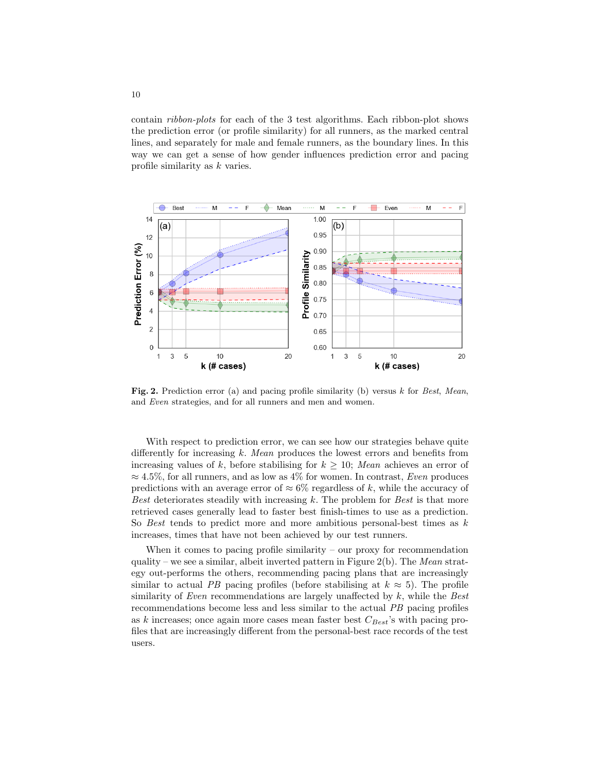contain *ribbon-plots* for each of the 3 test algorithms. Each ribbon-plot shows the prediction error (or profile similarity) for all runners, as the marked central lines, and separately for male and female runners, as the boundary lines. In this way we can get a sense of how gender influences prediction error and pacing profile similarity as $k$ varies.

**Fig. 2.** Prediction error (a) and pacing profile similarity (b) versus $k$ for *Best*, *Mean*, and *Even* strategies, and for all runners and men and women.

With respect to prediction error, we can see how our strategies behave quite differently for increasing $k$. *Mean* produces the lowest errors and benefits from increasing values of $k$, before stabilising for $k \geq 10$; *Mean* achieves an error of $\approx 4.5\%$, for all runners, and as low as 4% for women. In contrast, *Even* produces predictions with an average error of $\approx 6\%$ regardless of $k$, while the accuracy of *Best* deteriorates steadily with increasing $k$. The problem for *Best* is that more retrieved cases generally lead to faster best finish-times to use as a prediction. So *Best* tends to predict more ambitious personal-best times as $k$ increases, times that have not been achieved by our test runners.

When it comes to pacing profile similarity – our proxy for recommendation quality – we see a similar, albeit inverted pattern in Figure 2(b). The *Mean* strategy out-performs the others, recommending pacing plans that are increasingly similar to actual *PB* pacing profiles (before stabilising at $k \approx 5$). The profile similarity of *Even* recommendations are largely unaffected by $k$, while the *Best* recommendations become less and less similar to the actual *PB* pacing profiles as $k$ increases; once again more cases mean faster best $C_{Best}$'s with pacing profiles that are increasingly different from the personal-best race records of the test users.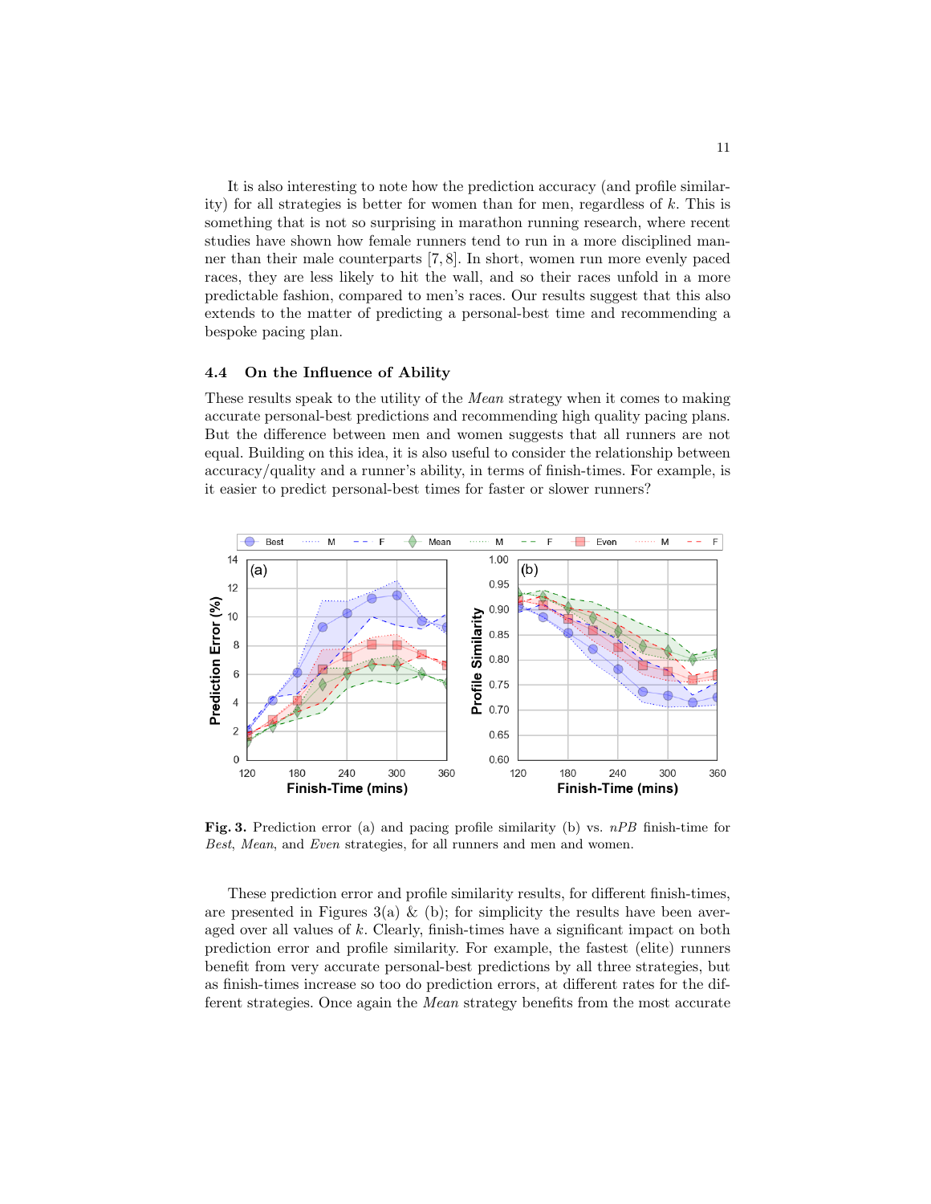It is also interesting to note how the prediction accuracy (and profile similarity) for all strategies is better for women than for men, regardless of $k$. This is something that is not so surprising in marathon running research, where recent studies have shown how female runners tend to run in a more disciplined manner than their male counterparts [7, 8]. In short, women run more evenly paced races, they are less likely to hit the wall, and so their races unfold in a more predictable fashion, compared to men's races. Our results suggest that this also extends to the matter of predicting a personal-best time and recommending a bespoke pacing plan.

### 4.4 On the Influence of Ability

These results speak to the utility of the *Mean* strategy when it comes to making accurate personal-best predictions and recommending high quality pacing plans. But the difference between men and women suggests that all runners are not equal. Building on this idea, it is also useful to consider the relationship between accuracy/quality and a runner's ability, in terms of finish-times. For example, is it easier to predict personal-best times for faster or slower runners?

**Fig. 3.** Prediction error (a) and pacing profile similarity (b) vs. *nPB* finish-time for *Best*, *Mean*, and *Even* strategies, for all runners and men and women.

These prediction error and profile similarity results, for different finish-times, are presented in Figures 3(a) & (b); for simplicity the results have been averaged over all values of $k$. Clearly, finish-times have a significant impact on both prediction error and profile similarity. For example, the fastest (elite) runners benefit from very accurate personal-best predictions by all three strategies, but as finish-times increase so too do prediction errors, at different rates for the different strategies. Once again the *Mean* strategy benefits from the most accurate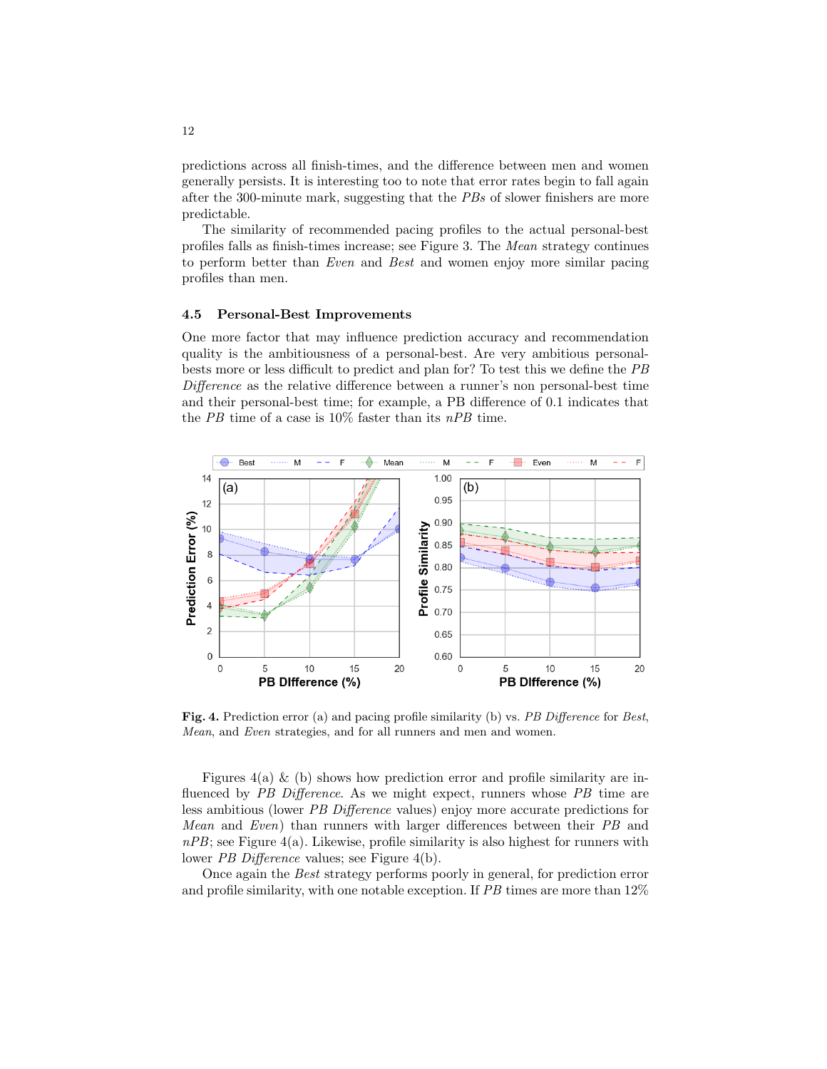predictions across all finish-times, and the difference between men and women generally persists. It is interesting too to note that error rates begin to fall again after the 300-minute mark, suggesting that the *PBs* of slower finishers are more predictable.

The similarity of recommended pacing profiles to the actual personal-best profiles falls as finish-times increase; see Figure 3. The *Mean* strategy continues to perform better than *Even* and *Best* and women enjoy more similar pacing profiles than men.

### 4.5 Personal-Best Improvements

One more factor that may influence prediction accuracy and recommendation quality is the ambitiousness of a personal-best. Are very ambitious personal-bests more or less difficult to predict and plan for? To test this we define the *PB Difference* as the relative difference between a runner's non personal-best time and their personal-best time; for example, a PB difference of 0.1 indicates that the *PB* time of a case is 10% faster than its *nPB* time.

**Fig. 4.** Prediction error (a) and pacing profile similarity (b) vs. *PB Difference* for *Best*, *Mean*, and *Even* strategies, and for all runners and men and women.

Figures 4(a) & (b) shows how prediction error and profile similarity are influenced by *PB Difference*. As we might expect, runners whose *PB* time are less ambitious (lower *PB Difference* values) enjoy more accurate predictions for *Mean* and *Even*) than runners with larger differences between their *PB* and *nPB*; see Figure 4(a). Likewise, profile similarity is also highest for runners with lower *PB Difference* values; see Figure 4(b).

Once again the *Best* strategy performs poorly in general, for prediction error and profile similarity, with one notable exception. If *PB* times are more than 12%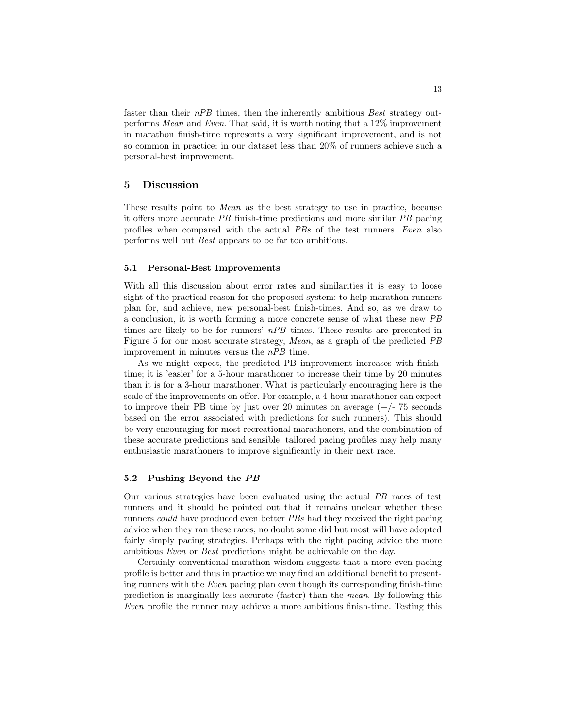faster than their *nPB* times, then the inherently ambitious *Best* strategy outperforms *Mean* and *Even*. That said, it is worth noting that a 12% improvement in marathon finish-time represents a very significant improvement, and is not so common in practice; in our dataset less than 20% of runners achieve such a personal-best improvement.

## 5 Discussion

These results point to *Mean* as the best strategy to use in practice, because it offers more accurate *PB* finish-time predictions and more similar *PB* pacing profiles when compared with the actual *PBs* of the test runners. *Even* also performs well but *Best* appears to be far too ambitious.

### 5.1 Personal-Best Improvements

With all this discussion about error rates and similarities it is easy to loose sight of the practical reason for the proposed system: to help marathon runners plan for, and achieve, new personal-best finish-times. And so, as we draw to a conclusion, it is worth forming a more concrete sense of what these new *PB* times are likely to be for runners' *nPB* times. These results are presented in Figure 5 for our most accurate strategy, *Mean*, as a graph of the predicted *PB* improvement in minutes versus the *nPB* time.

As we might expect, the predicted PB improvement increases with finish-time; it is 'easier' for a 5-hour marathoner to increase their time by 20 minutes than it is for a 3-hour marathoner. What is particularly encouraging here is the scale of the improvements on offer. For example, a 4-hour marathoner can expect to improve their PB time by just over 20 minutes on average (+/- 75 seconds based on the error associated with predictions for such runners). This should be very encouraging for most recreational marathoners, and the combination of these accurate predictions and sensible, tailored pacing profiles may help many enthusiastic marathoners to improve significantly in their next race.

### 5.2 Pushing Beyond the *PB*

Our various strategies have been evaluated using the actual *PB* races of test runners and it should be pointed out that it remains unclear whether these runners *could* have produced even better *PBs* had they received the right pacing advice when they ran these races; no doubt some did but most will have adopted fairly simply pacing strategies. Perhaps with the right pacing advice the more ambitious *Even* or *Best* predictions might be achievable on the day.

Certainly conventional marathon wisdom suggests that a more even pacing profile is better and thus in practice we may find an additional benefit to presenting runners with the *Even* pacing plan even though its corresponding finish-time prediction is marginally less accurate (faster) than the *mean*. By following this *Even* profile the runner may achieve a more ambitious finish-time. Testing this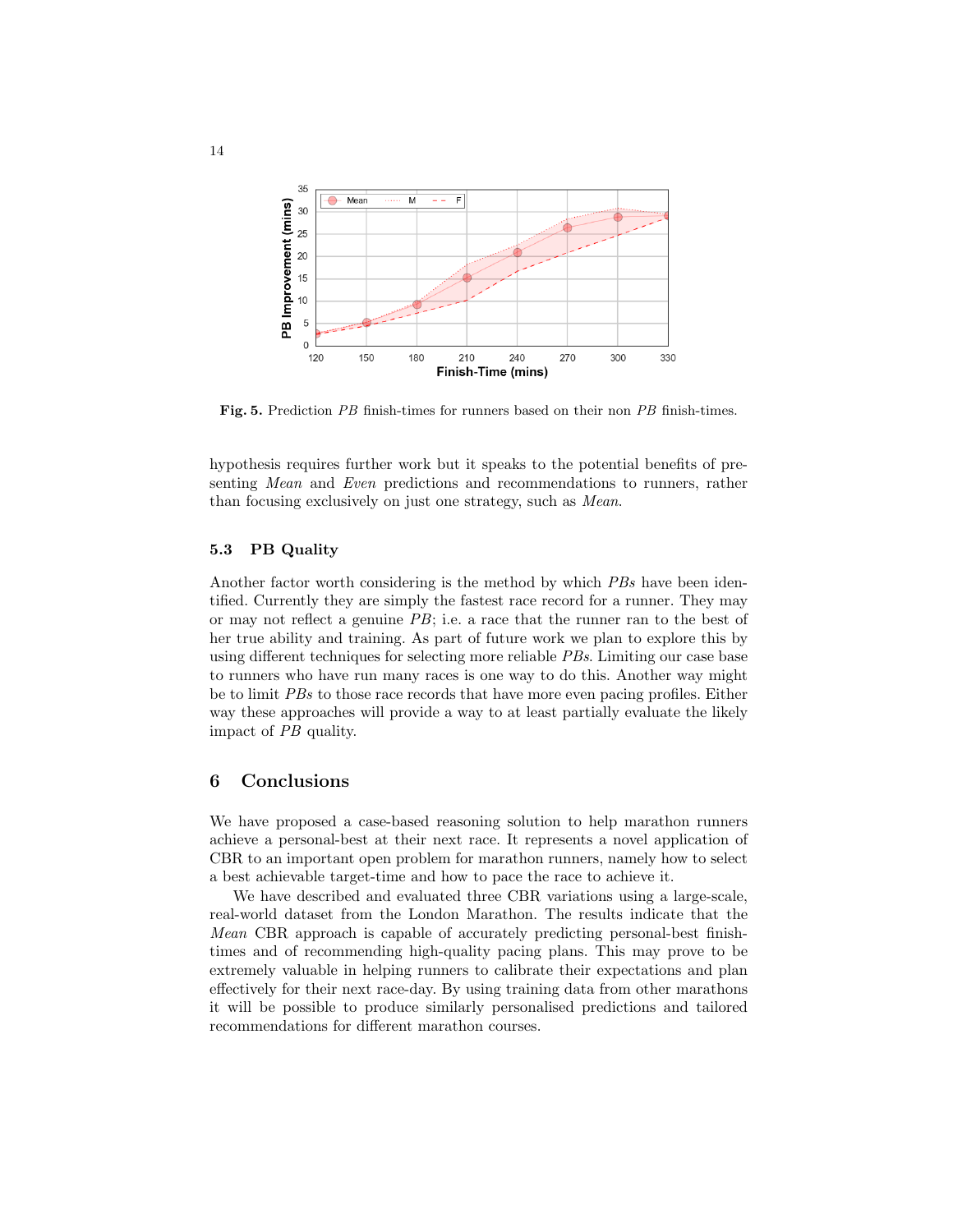**Fig. 5.** Prediction *PB* finish-times for runners based on their non *PB* finish-times.

hypothesis requires further work but it speaks to the potential benefits of presenting *Mean* and *Even* predictions and recommendations to runners, rather than focusing exclusively on just one strategy, such as *Mean*.

### 5.3 PB Quality

Another factor worth considering is the method by which *PBs* have been identified. Currently they are simply the fastest race record for a runner. They may or may not reflect a genuine *PB*; i.e. a race that the runner ran to the best of her true ability and training. As part of future work we plan to explore this by using different techniques for selecting more reliable *PBs*. Limiting our case base to runners who have run many races is one way to do this. Another way might be to limit *PBs* to those race records that have more even pacing profiles. Either way these approaches will provide a way to at least partially evaluate the likely impact of *PB* quality.

## 6 Conclusions

We have proposed a case-based reasoning solution to help marathon runners achieve a personal-best at their next race. It represents a novel application of CBR to an important open problem for marathon runners, namely how to select a best achievable target-time and how to pace the race to achieve it.

We have described and evaluated three CBR variations using a large-scale, real-world dataset from the London Marathon. The results indicate that the *Mean* CBR approach is capable of accurately predicting personal-best finish-times and of recommending high-quality pacing plans. This may prove to be extremely valuable in helping runners to calibrate their expectations and plan effectively for their next race-day. By using training data from other marathons it will be possible to produce similarly personalised predictions and tailored recommendations for different marathon courses.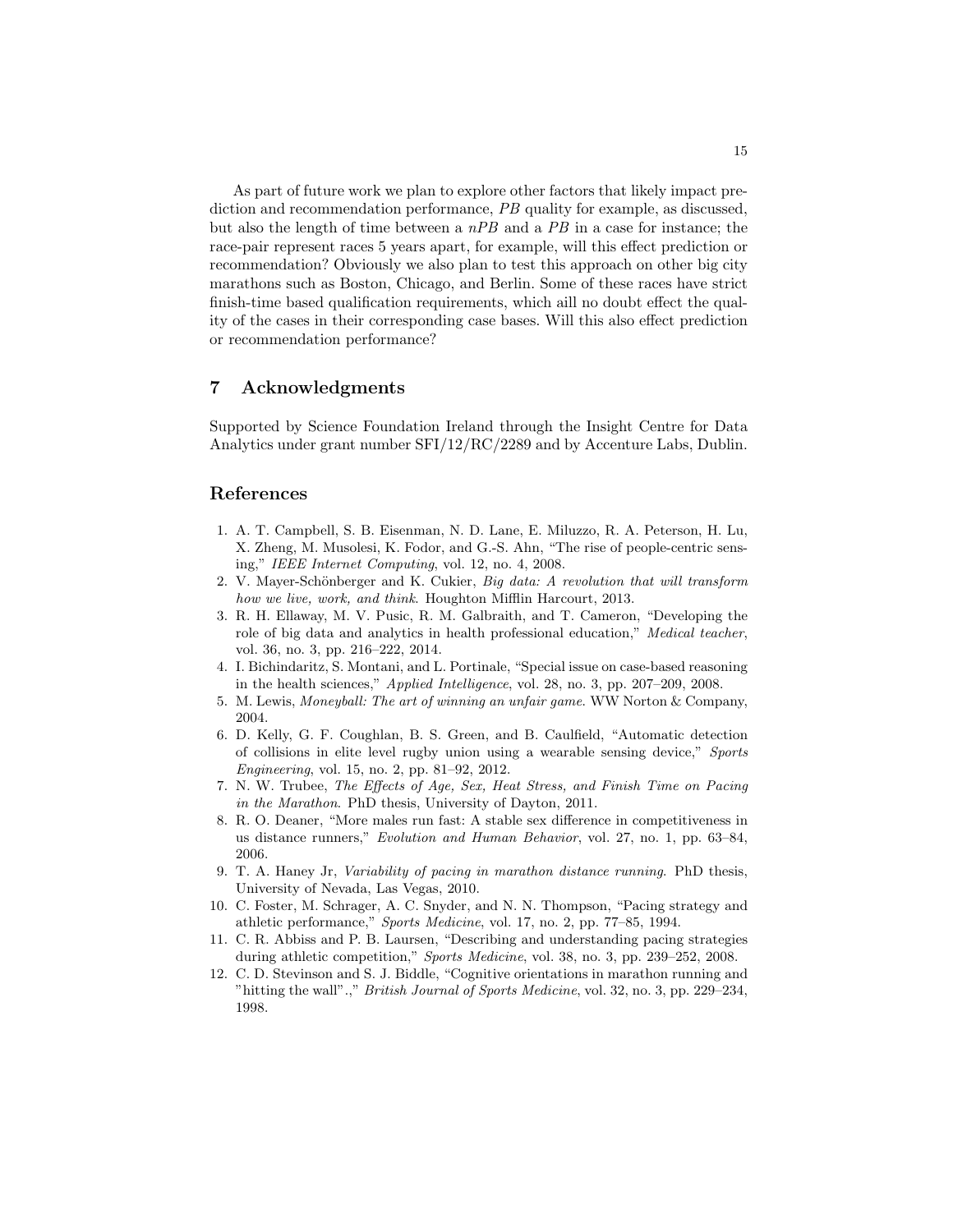As part of future work we plan to explore other factors that likely impact prediction and recommendation performance, *PB* quality for example, as discussed, but also the length of time between a *nPB* and a *PB* in a case for instance; the race-pair represent races 5 years apart, for example, will this effect prediction or recommendation? Obviously we also plan to test this approach on other big city marathons such as Boston, Chicago, and Berlin. Some of these races have strict finish-time based qualification requirements, which aill no doubt effect the quality of the cases in their corresponding case bases. Will this also effect prediction or recommendation performance?

## 7 Acknowledgments

Supported by Science Foundation Ireland through the Insight Centre for Data Analytics under grant number SFI/12/RC/2289 and by Accenture Labs, Dublin.

## References

1. A. T. Campbell, S. B. Eisenman, N. D. Lane, E. Miluzzo, R. A. Peterson, H. Lu, X. Zheng, M. Musolesi, K. Fodor, and G.-S. Ahn, "The rise of people-centric sensing," *IEEE Internet Computing*, vol. 12, no. 4, 2008.
2. V. Mayer-Schönberger and K. Cukier, *Big data: A revolution that will transform how we live, work, and think*. Houghton Mifflin Harcourt, 2013.
3. R. H. Ellaway, M. V. Pusic, R. M. Galbraith, and T. Cameron, "Developing the role of big data and analytics in health professional education," *Medical teacher*, vol. 36, no. 3, pp. 216–222, 2014.
4. I. Bichindaritz, S. Montani, and L. Portinale, "Special issue on case-based reasoning in the health sciences," *Applied Intelligence*, vol. 28, no. 3, pp. 207–209, 2008.
5. M. Lewis, *Moneyball: The art of winning an unfair game*. WW Norton & Company, 2004.
6. D. Kelly, G. F. Coughlan, B. S. Green, and B. Caulfield, "Automatic detection of collisions in elite level rugby union using a wearable sensing device," *Sports Engineering*, vol. 15, no. 2, pp. 81–92, 2012.
7. N. W. Trubee, *The Effects of Age, Sex, Heat Stress, and Finish Time on Pacing in the Marathon*. PhD thesis, University of Dayton, 2011.
8. R. O. Deaner, "More males run fast: A stable sex difference in competitiveness in us distance runners," *Evolution and Human Behavior*, vol. 27, no. 1, pp. 63–84, 2006.
9. T. A. Haney Jr, *Variability of pacing in marathon distance running*. PhD thesis, University of Nevada, Las Vegas, 2010.
10. C. Foster, M. Schrager, A. C. Snyder, and N. N. Thompson, "Pacing strategy and athletic performance," *Sports Medicine*, vol. 17, no. 2, pp. 77–85, 1994.
11. C. R. Abbiss and P. B. Laursen, "Describing and understanding pacing strategies during athletic competition," *Sports Medicine*, vol. 38, no. 3, pp. 239–252, 2008.
12. C. D. Stevinson and S. J. Biddle, "Cognitive orientations in marathon running and "hitting the wall".," *British Journal of Sports Medicine*, vol. 32, no. 3, pp. 229–234, 1998.